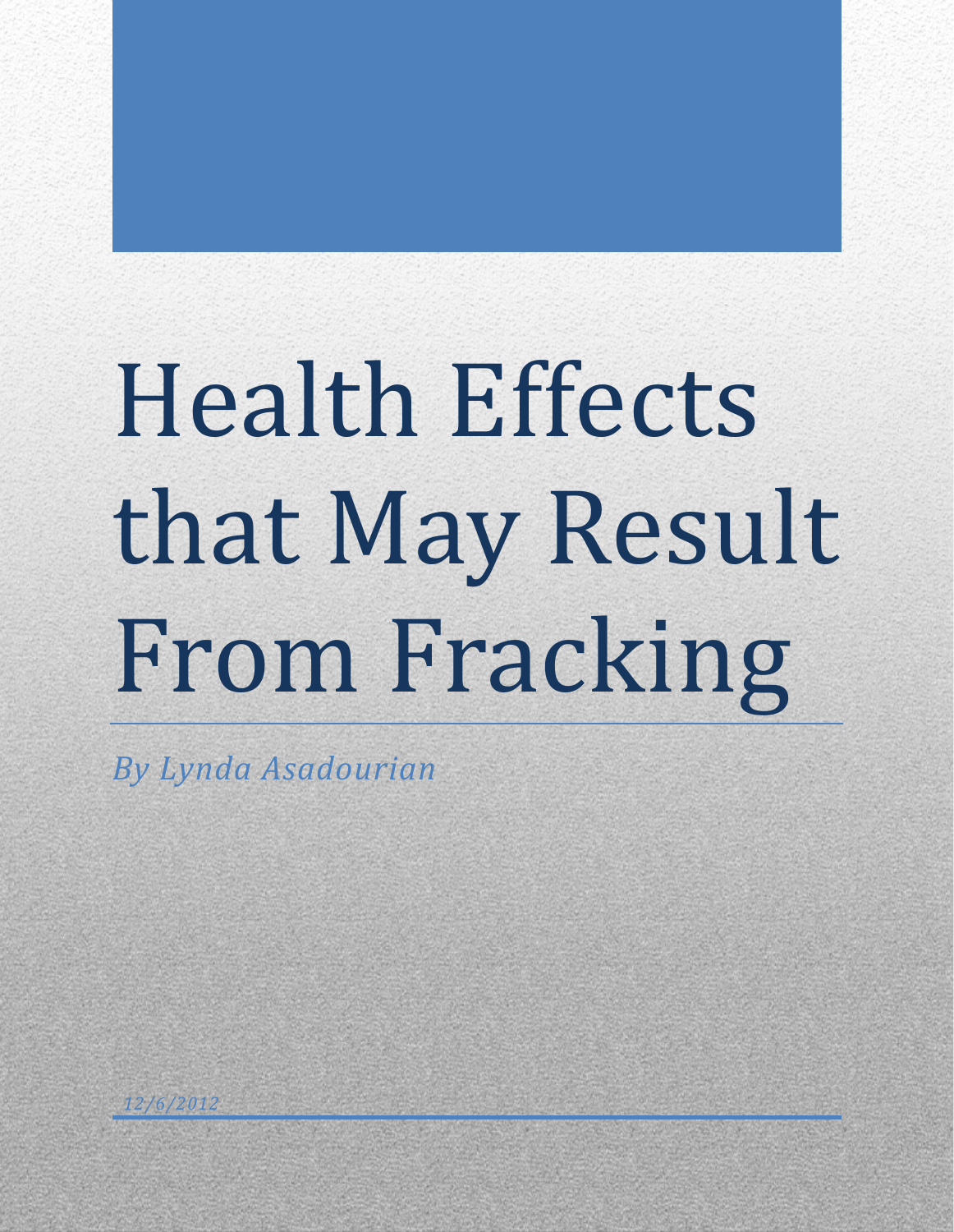# Health Effects that May Result From Fracking

*By Lynda Asadourian*

*12/6/2012*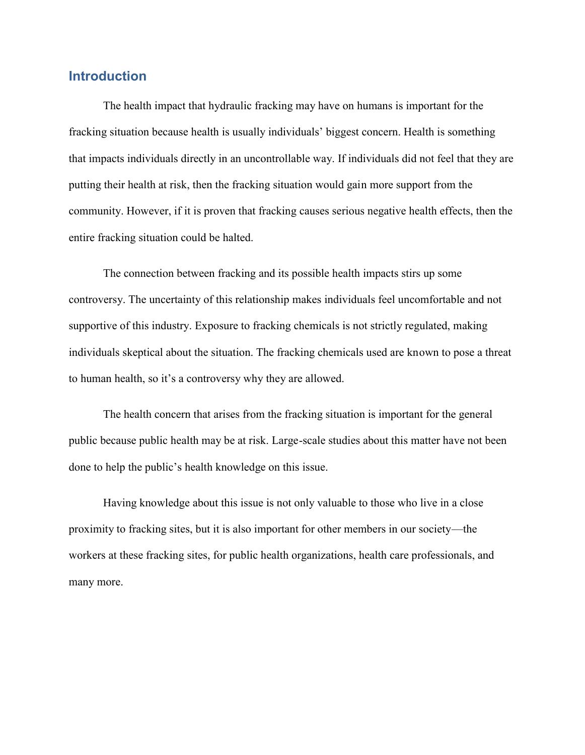## Introduction

The health impact that hydraulic fracking may have on humans is important for the fracking situation because health is usually individuals' biggest concern. Health is something that impacts individuals directly in an uncontrollable way. If individuals did not feel that they are putting their health at risk, then the fracking situation would gain more support from the community. However, if it is proven that fracking causes serious negative health effects, then the entire fracking situation could be halted.

The connection between fracking and its possible health impacts stirs up some controversy. The uncertainty of this relationship makes individuals feel uncomfortable and not supportive of this industry. Exposure to fracking chemicals is not strictly regulated, making individuals skeptical about the situation. The fracking chemicals used are known to pose a threat to human health, so it's a controversy why they are allowed.

The health concern that arises from the fracking situation is important for the general public because public health may be at risk. Large-scale studies about this matter have not been done to help the public's health knowledge on this issue.

Having knowledge about this issue is not only valuable to those who live in a close proximity to fracking sites, but it is also important for other members in our society—the workers at these fracking sites, for public health organizations, health care professionals, and many more.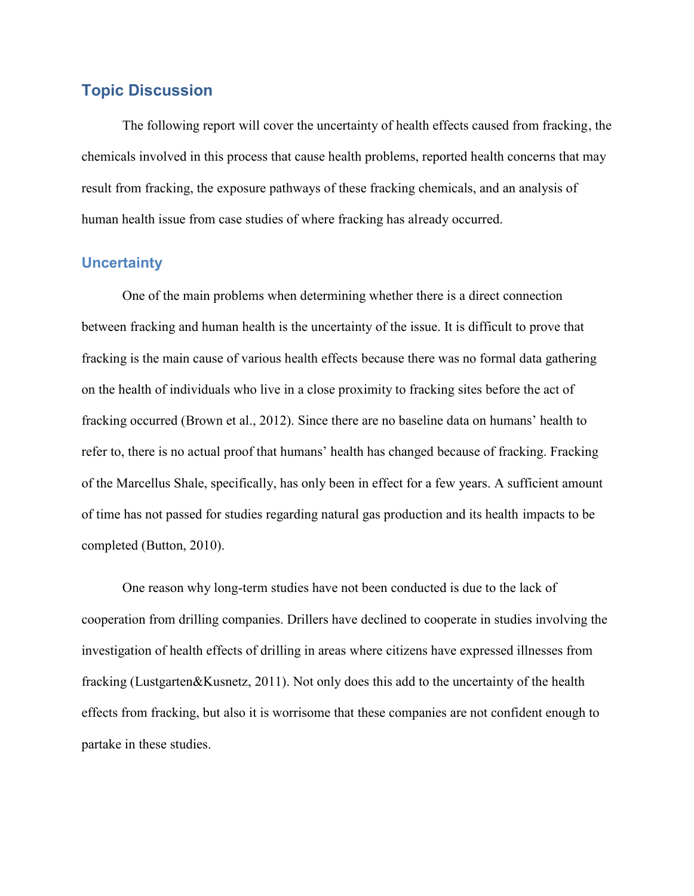## Topic Discussion

The following report will cover the uncertainty of health effects caused from fracking, the chemicals involved in this process that cause health problems, reported health concerns that may result from fracking, the exposure pathways of these fracking chemicals, and an analysis of human health issue from case studies of where fracking has already occurred.

### Uncertainty

One of the main problems when determining whether there is a direct connection between fracking and human health is the uncertainty of the issue. It is difficult to prove that fracking is the main cause of various health effects because there was no formal data gathering on the health of individuals who live in a close proximity to fracking sites before the act of fracking occurred (Brown et al., 2012). Since there are no baseline data on humans' health to refer to, there is no actual proof that humans' health has changed because of fracking. Fracking of the Marcellus Shale, specifically, has only been in effect for a few years. A sufficient amount of time has not passed for studies regarding natural gas production and its health impacts to be completed (Button, 2010).

One reason why long-term studies have not been conducted is due to the lack of cooperation from drilling companies. Drillers have declined to cooperate in studies involving the investigation of health effects of drilling in areas where citizens have expressed illnesses from fracking (Lustgarten&Kusnetz, 2011). Not only does this add to the uncertainty of the health effects from fracking, but also it is worrisome that these companies are not confident enough to partake in these studies.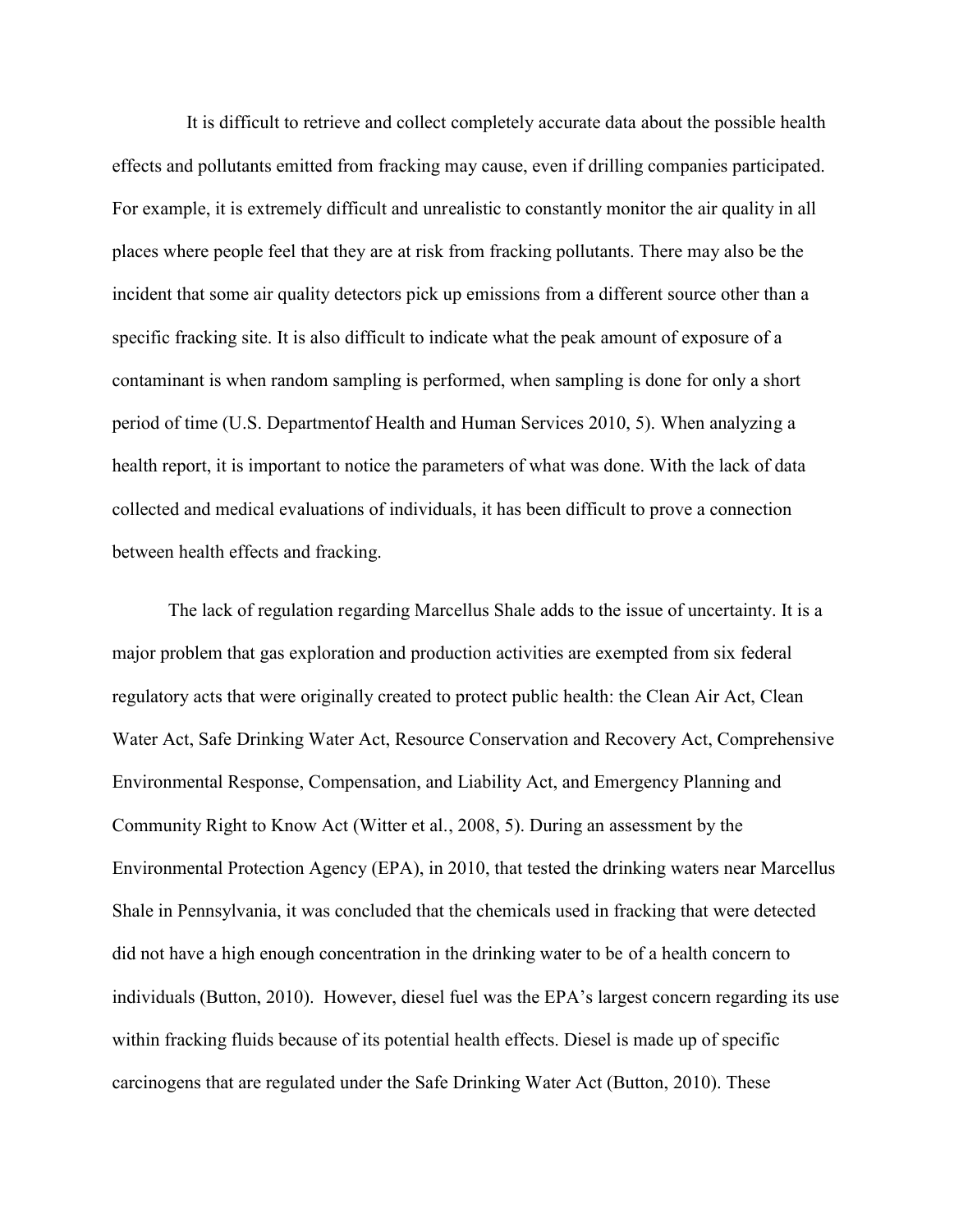It is difficult to retrieve and collect completely accurate data about the possible health effects and pollutants emitted from fracking may cause, even if drilling companies participated. For example, it is extremely difficult and unrealistic to constantly monitor the air quality in all places where people feel that they are at risk from fracking pollutants. There may also be the incident that some air quality detectors pick up emissions from a different source other than a specific fracking site. It is also difficult to indicate what the peak amount of exposure of a contaminant is when random sampling is performed, when sampling is done for only a short period of time (U.S. Departmentof Health and Human Services 2010, 5). When analyzing a health report, it is important to notice the parameters of what was done. With the lack of data collected and medical evaluations of individuals, it has been difficult to prove a connection between health effects and fracking.

The lack of regulation regarding Marcellus Shale adds to the issue of uncertainty. It is a major problem that gas exploration and production activities are exempted from six federal regulatory acts that were originally created to protect public health: the Clean Air Act, Clean Water Act, Safe Drinking Water Act, Resource Conservation and Recovery Act, Comprehensive Environmental Response, Compensation, and Liability Act, and Emergency Planning and Community Right to Know Act (Witter et al., 2008, 5). During an assessment by the Environmental Protection Agency (EPA), in 2010, that tested the drinking waters near Marcellus Shale in Pennsylvania, it was concluded that the chemicals used in fracking that were detected did not have a high enough concentration in the drinking water to be of a health concern to individuals (Button, 2010). However, diesel fuel was the EPA's largest concern regarding its use within fracking fluids because of its potential health effects. Diesel is made up of specific carcinogens that are regulated under the Safe Drinking Water Act (Button, 2010). These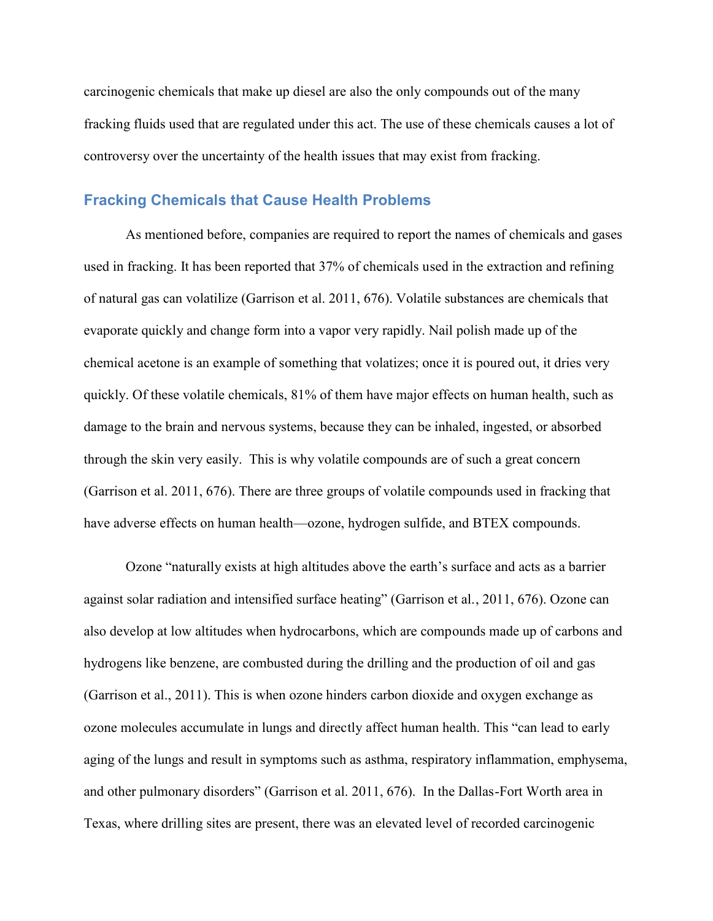carcinogenic chemicals that make up diesel are also the only compounds out of the many fracking fluids used that are regulated under this act. The use of these chemicals causes a lot of controversy over the uncertainty of the health issues that may exist from fracking.

## Fracking Chemicals that Cause Health Problems

As mentioned before, companies are required to report the names of chemicals and gases used in fracking. It has been reported that 37% of chemicals used in the extraction and refining of natural gas can volatilize (Garrison et al. 2011, 676). Volatile substances are chemicals that evaporate quickly and change form into a vapor very rapidly. Nail polish made up of the chemical acetone is an example of something that volatizes; once it is poured out, it dries very quickly. Of these volatile chemicals, 81% of them have major effects on human health, such as damage to the brain and nervous systems, because they can be inhaled, ingested, or absorbed through the skin very easily. This is why volatile compounds are of such a great concern (Garrison et al. 2011, 676). There are three groups of volatile compounds used in fracking that have adverse effects on human health—ozone, hydrogen sulfide, and BTEX compounds.

Ozone "naturally exists at high altitudes above the earth's surface and acts as a barrier against solar radiation and intensified surface heating" (Garrison et al., 2011, 676). Ozone can also develop at low altitudes when hydrocarbons, which are compounds made up of carbons and hydrogens like benzene, are combusted during the drilling and the production of oil and gas (Garrison et al., 2011). This is when ozone hinders carbon dioxide and oxygen exchange as ozone molecules accumulate in lungs and directly affect human health. This "can lead to early aging of the lungs and result in symptoms such as asthma, respiratory inflammation, emphysema, and other pulmonary disorders" (Garrison et al. 2011, 676). In the Dallas-Fort Worth area in Texas, where drilling sites are present, there was an elevated level of recorded carcinogenic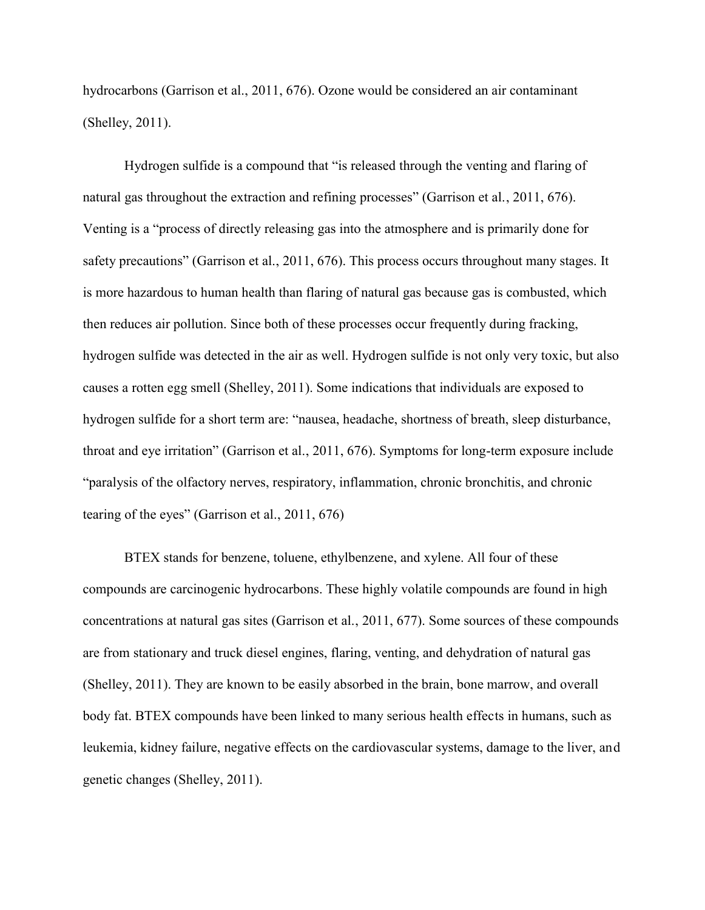hydrocarbons (Garrison et al., 2011, 676). Ozone would be considered an air contaminant (Shelley, 2011).

Hydrogen sulfide is a compound that "is released through the venting and flaring of natural gas throughout the extraction and refining processes" (Garrison et al., 2011, 676). Venting is a "process of directly releasing gas into the atmosphere and is primarily done for safety precautions" (Garrison et al., 2011, 676). This process occurs throughout many stages. It is more hazardous to human health than flaring of natural gas because gas is combusted, which then reduces air pollution. Since both of these processes occur frequently during fracking, hydrogen sulfide was detected in the air as well. Hydrogen sulfide is not only very toxic, but also causes a rotten egg smell (Shelley, 2011). Some indications that individuals are exposed to hydrogen sulfide for a short term are: "nausea, headache, shortness of breath, sleep disturbance, throat and eye irritation" (Garrison et al., 2011, 676). Symptoms for long-term exposure include "paralysis of the olfactory nerves, respiratory, inflammation, chronic bronchitis, and chronic tearing of the eyes" (Garrison et al., 2011, 676)

BTEX stands for benzene, toluene, ethylbenzene, and xylene. All four of these compounds are carcinogenic hydrocarbons. These highly volatile compounds are found in high concentrations at natural gas sites (Garrison et al., 2011, 677). Some sources of these compounds are from stationary and truck diesel engines, flaring, venting, and dehydration of natural gas (Shelley, 2011). They are known to be easily absorbed in the brain, bone marrow, and overall body fat. BTEX compounds have been linked to many serious health effects in humans, such as leukemia, kidney failure, negative effects on the cardiovascular systems, damage to the liver, and genetic changes (Shelley, 2011).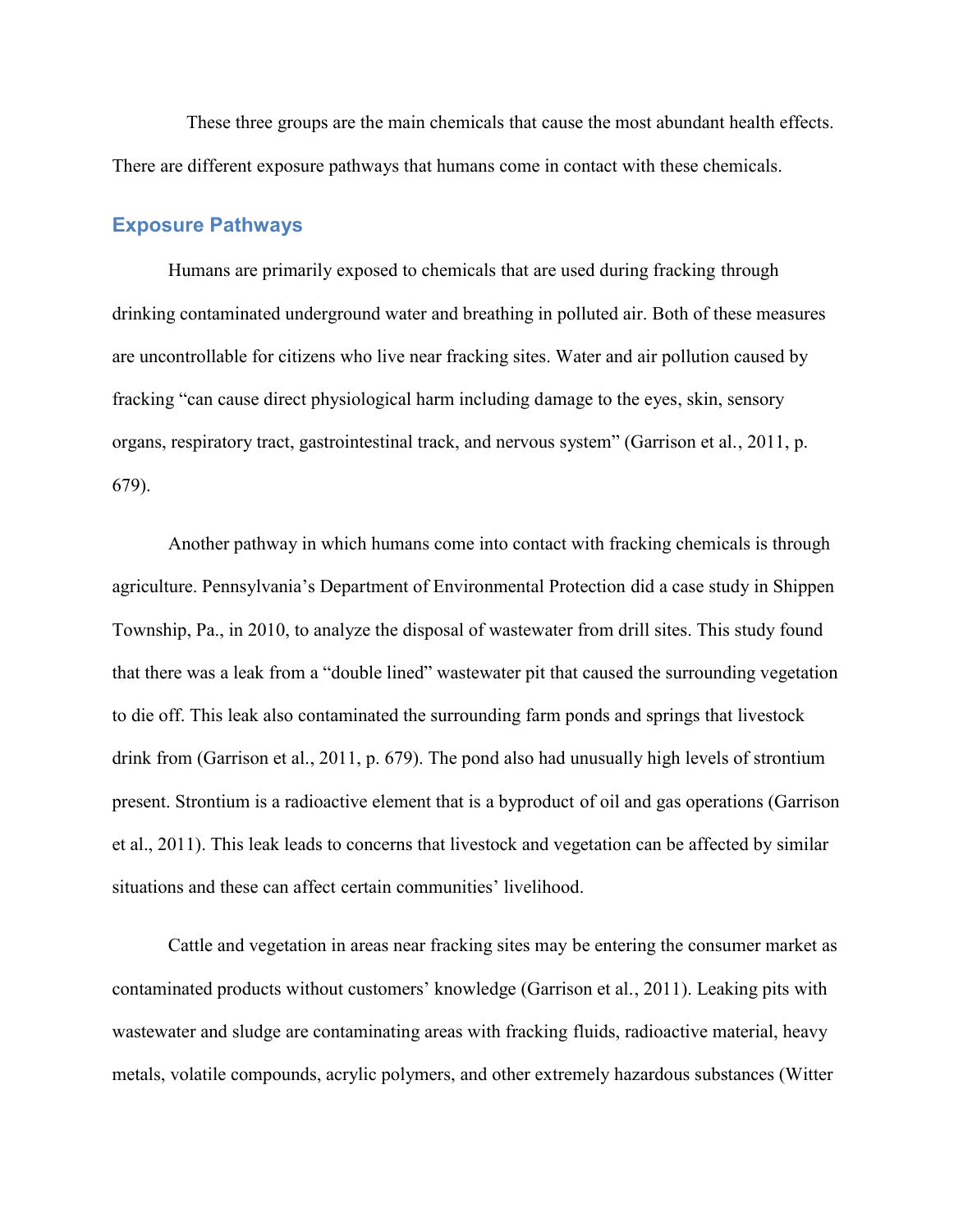These three groups are the main chemicals that cause the most abundant health effects. There are different exposure pathways that humans come in contact with these chemicals.

## Exposure Pathways

Humans are primarily exposed to chemicals that are used during fracking through drinking contaminated underground water and breathing in polluted air. Both of these measures are uncontrollable for citizens who live near fracking sites. Water and air pollution caused by fracking "can cause direct physiological harm including damage to the eyes, skin, sensory organs, respiratory tract, gastrointestinal track, and nervous system" (Garrison et al., 2011, p. 679).

Another pathway in which humans come into contact with fracking chemicals is through agriculture. Pennsylvania's Department of Environmental Protection did a case study in Shippen Township, Pa., in 2010, to analyze the disposal of wastewater from drill sites. This study found that there was a leak from a "double lined" wastewater pit that caused the surrounding vegetation to die off. This leak also contaminated the surrounding farm ponds and springs that livestock drink from (Garrison et al., 2011, p. 679). The pond also had unusually high levels of strontium present. Strontium is a radioactive element that is a byproduct of oil and gas operations (Garrison et al., 2011). This leak leads to concerns that livestock and vegetation can be affected by similar situations and these can affect certain communities' livelihood.

Cattle and vegetation in areas near fracking sites may be entering the consumer market as contaminated products without customers' knowledge (Garrison et al., 2011). Leaking pits with wastewater and sludge are contaminating areas with fracking fluids, radioactive material, heavy metals, volatile compounds, acrylic polymers, and other extremely hazardous substances (Witter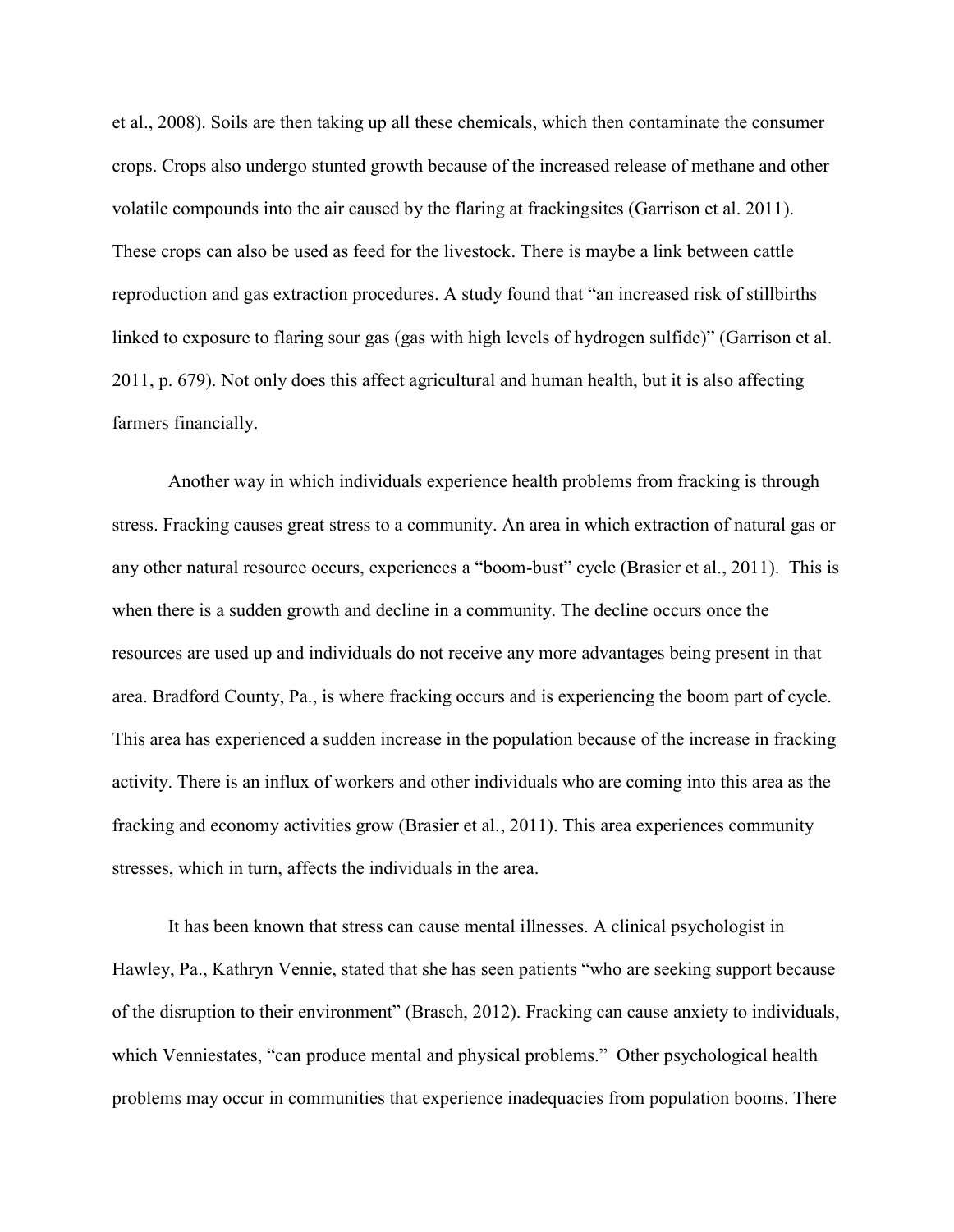et al., 2008). Soils are then taking up all these chemicals, which then contaminate the consumer crops. Crops also undergo stunted growth because of the increased release of methane and other volatile compounds into the air caused by the flaring at frackingsites (Garrison et al. 2011). These crops can also be used as feed for the livestock. There is maybe a link between cattle reproduction and gas extraction procedures. A study found that "an increased risk of stillbirths linked to exposure to flaring sour gas (gas with high levels of hydrogen sulfide)" (Garrison et al. 2011, p. 679). Not only does this affect agricultural and human health, but it is also affecting farmers financially.

Another way in which individuals experience health problems from fracking is through stress. Fracking causes great stress to a community. An area in which extraction of natural gas or any other natural resource occurs, experiences a "boom-bust" cycle (Brasier et al., 2011). This is when there is a sudden growth and decline in a community. The decline occurs once the resources are used up and individuals do not receive any more advantages being present in that area. Bradford County, Pa., is where fracking occurs and is experiencing the boom part of cycle. This area has experienced a sudden increase in the population because of the increase in fracking activity. There is an influx of workers and other individuals who are coming into this area as the fracking and economy activities grow (Brasier et al., 2011). This area experiences community stresses, which in turn, affects the individuals in the area.

It has been known that stress can cause mental illnesses. A clinical psychologist in Hawley, Pa., Kathryn Vennie, stated that she has seen patients "who are seeking support because of the disruption to their environment" (Brasch, 2012). Fracking can cause anxiety to individuals, which Venniestates, "can produce mental and physical problems." Other psychological health problems may occur in communities that experience inadequacies from population booms. There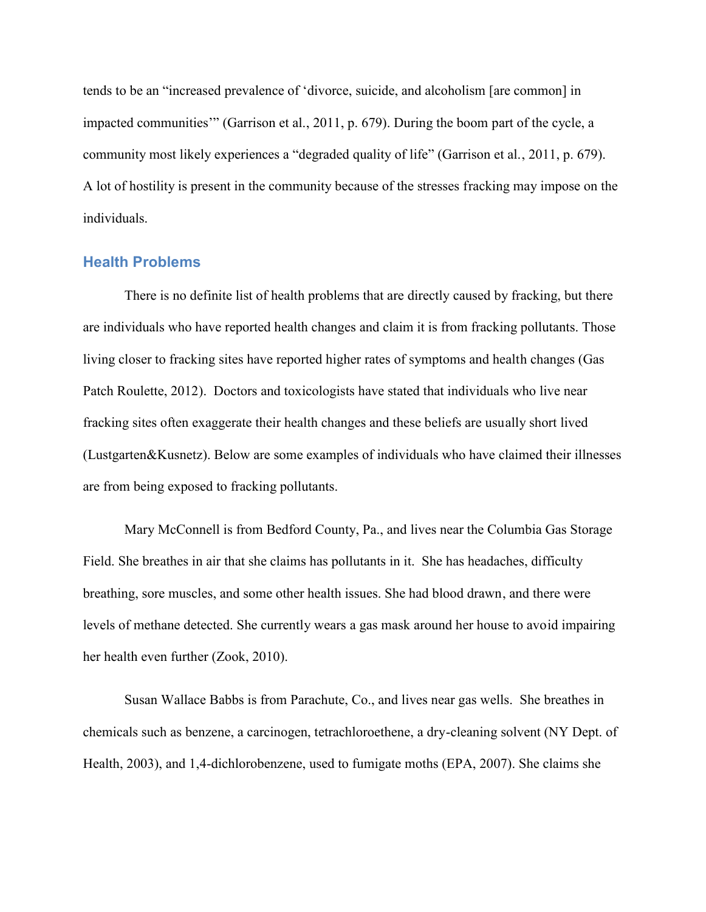tends to be an "increased prevalence of 'divorce, suicide, and alcoholism [are common] in impacted communities'" (Garrison et al., 2011, p. 679). During the boom part of the cycle, a community most likely experiences a "degraded quality of life" (Garrison et al., 2011, p. 679). A lot of hostility is present in the community because of the stresses fracking may impose on the individuals.

## Health Problems

There is no definite list of health problems that are directly caused by fracking, but there are individuals who have reported health changes and claim it is from fracking pollutants. Those living closer to fracking sites have reported higher rates of symptoms and health changes (Gas Patch Roulette, 2012). Doctors and toxicologists have stated that individuals who live near fracking sites often exaggerate their health changes and these beliefs are usually short lived (Lustgarten&Kusnetz). Below are some examples of individuals who have claimed their illnesses are from being exposed to fracking pollutants.

Mary McConnell is from Bedford County, Pa., and lives near the Columbia Gas Storage Field. She breathes in air that she claims has pollutants in it. She has headaches, difficulty breathing, sore muscles, and some other health issues. She had blood drawn, and there were levels of methane detected. She currently wears a gas mask around her house to avoid impairing her health even further (Zook, 2010).

Susan Wallace Babbs is from Parachute, Co., and lives near gas wells. She breathes in chemicals such as benzene, a carcinogen, tetrachloroethene, a dry-cleaning solvent (NY Dept. of Health, 2003), and 1,4-dichlorobenzene, used to fumigate moths (EPA, 2007). She claims she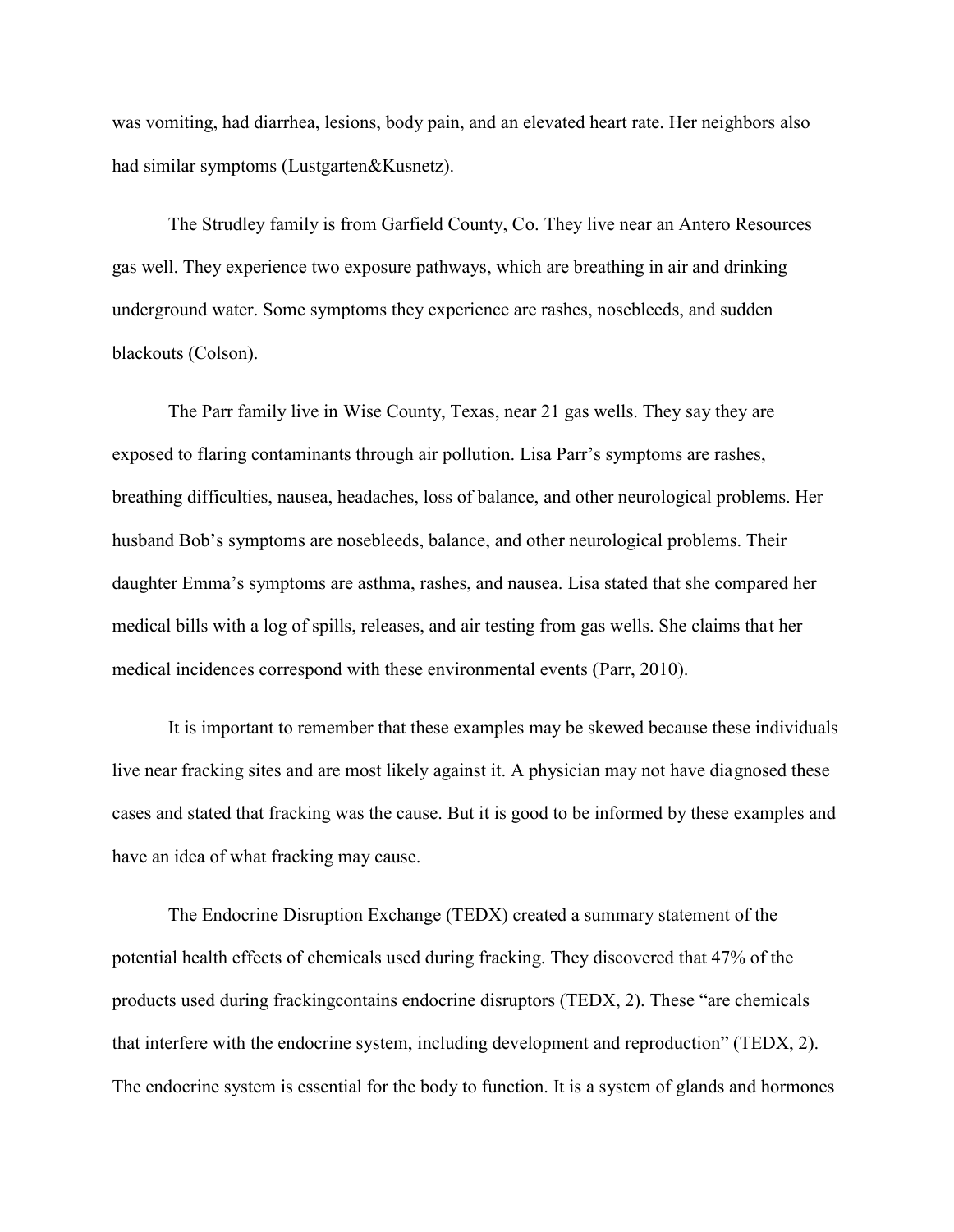was vomiting, had diarrhea, lesions, body pain, and an elevated heart rate. Her neighbors also had similar symptoms (Lustgarten&Kusnetz).

The Strudley family is from Garfield County, Co. They live near an Antero Resources gas well. They experience two exposure pathways, which are breathing in air and drinking underground water. Some symptoms they experience are rashes, nosebleeds, and sudden blackouts (Colson).

The Parr family live in Wise County, Texas, near 21 gas wells. They say they are exposed to flaring contaminants through air pollution. Lisa Parr's symptoms are rashes, breathing difficulties, nausea, headaches, loss of balance, and other neurological problems. Her husband Bob's symptoms are nosebleeds, balance, and other neurological problems. Their daughter Emma's symptoms are asthma, rashes, and nausea. Lisa stated that she compared her medical bills with a log of spills, releases, and air testing from gas wells. She claims that her medical incidences correspond with these environmental events (Parr, 2010).

It is important to remember that these examples may be skewed because these individuals live near fracking sites and are most likely against it. A physician may not have diagnosed these cases and stated that fracking was the cause. But it is good to be informed by these examples and have an idea of what fracking may cause.

The Endocrine Disruption Exchange (TEDX) created a summary statement of the potential health effects of chemicals used during fracking. They discovered that 47% of the products used during frackingcontains endocrine disruptors (TEDX, 2). These "are chemicals that interfere with the endocrine system, including development and reproduction" (TEDX, 2). The endocrine system is essential for the body to function. It is a system of glands and hormones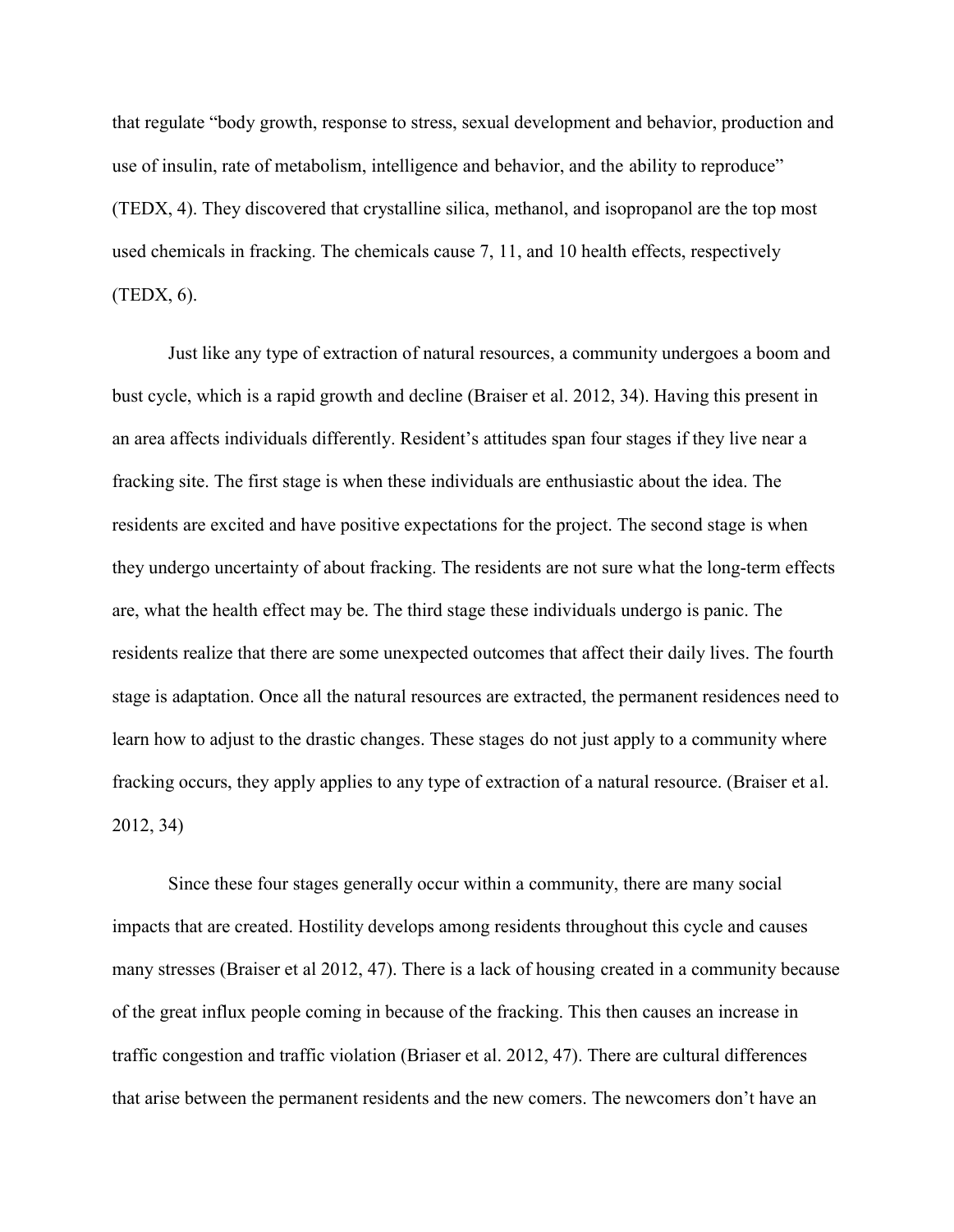that regulate "body growth, response to stress, sexual development and behavior, production and use of insulin, rate of metabolism, intelligence and behavior, and the ability to reproduce" (TEDX, 4). They discovered that crystalline silica, methanol, and isopropanol are the top most used chemicals in fracking. The chemicals cause 7, 11, and 10 health effects, respectively (TEDX, 6).

Just like any type of extraction of natural resources, a community undergoes a boom and bust cycle, which is a rapid growth and decline (Braiser et al. 2012, 34). Having this present in an area affects individuals differently. Resident's attitudes span four stages if they live near a fracking site. The first stage is when these individuals are enthusiastic about the idea. The residents are excited and have positive expectations for the project. The second stage is when they undergo uncertainty of about fracking. The residents are not sure what the long-term effects are, what the health effect may be. The third stage these individuals undergo is panic. The residents realize that there are some unexpected outcomes that affect their daily lives. The fourth stage is adaptation. Once all the natural resources are extracted, the permanent residences need to learn how to adjust to the drastic changes. These stages do not just apply to a community where fracking occurs, they apply applies to any type of extraction of a natural resource. (Braiser et al. 2012, 34)

Since these four stages generally occur within a community, there are many social impacts that are created. Hostility develops among residents throughout this cycle and causes many stresses (Braiser et al 2012, 47). There is a lack of housing created in a community because of the great influx people coming in because of the fracking. This then causes an increase in traffic congestion and traffic violation (Briaser et al. 2012, 47). There are cultural differences that arise between the permanent residents and the new comers. The newcomers don't have an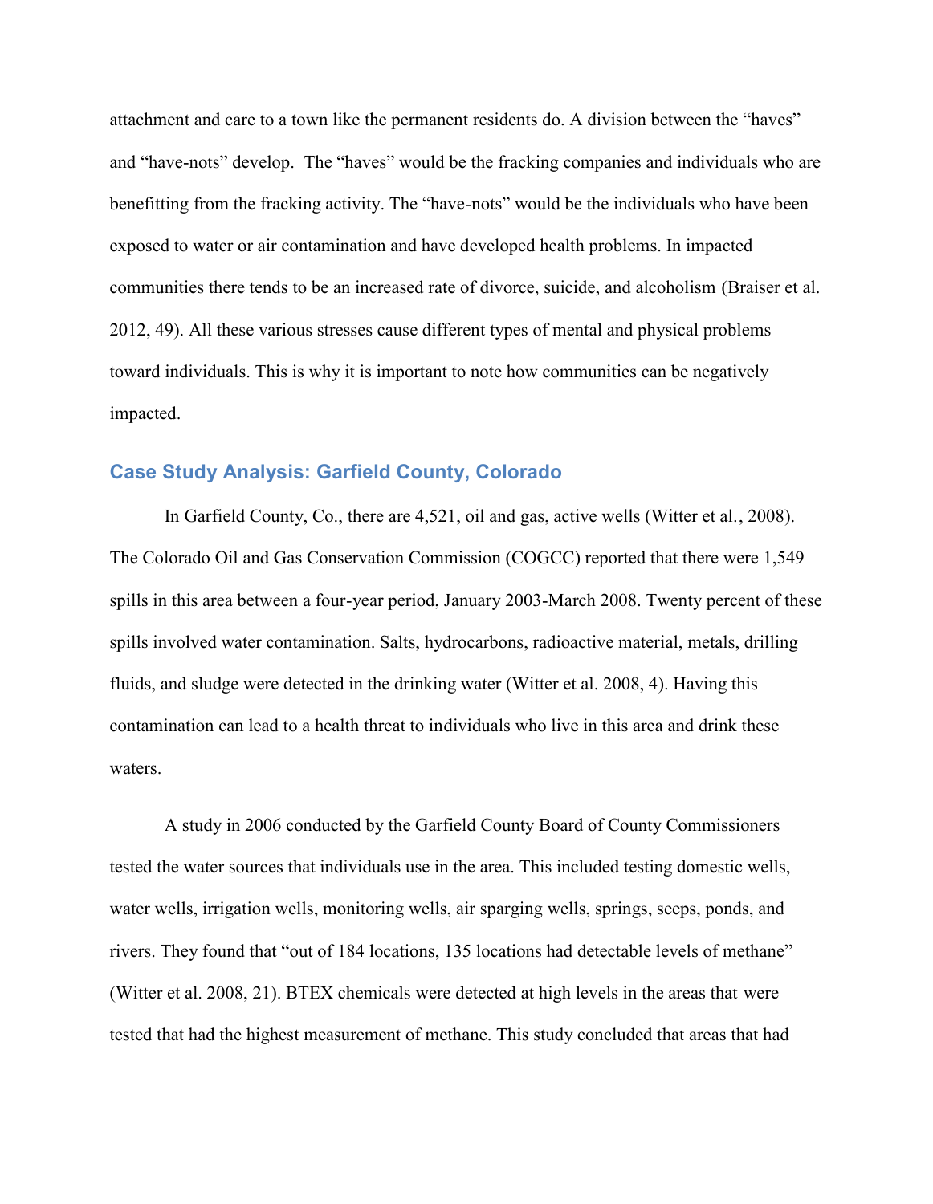attachment and care to a town like the permanent residents do. A division between the "haves" and "have-nots" develop. The "haves" would be the fracking companies and individuals who are benefitting from the fracking activity. The "have-nots" would be the individuals who have been exposed to water or air contamination and have developed health problems. In impacted communities there tends to be an increased rate of divorce, suicide, and alcoholism (Braiser et al. 2012, 49). All these various stresses cause different types of mental and physical problems toward individuals. This is why it is important to note how communities can be negatively impacted.

## Case Study Analysis: Garfield County, Colorado

In Garfield County, Co., there are 4,521, oil and gas, active wells (Witter et al., 2008). The Colorado Oil and Gas Conservation Commission (COGCC) reported that there were 1,549 spills in this area between a four-year period, January 2003-March 2008. Twenty percent of these spills involved water contamination. Salts, hydrocarbons, radioactive material, metals, drilling fluids, and sludge were detected in the drinking water (Witter et al. 2008, 4). Having this contamination can lead to a health threat to individuals who live in this area and drink these waters.

A study in 2006 conducted by the Garfield County Board of County Commissioners tested the water sources that individuals use in the area. This included testing domestic wells, water wells, irrigation wells, monitoring wells, air sparging wells, springs, seeps, ponds, and rivers. They found that "out of 184 locations, 135 locations had detectable levels of methane" (Witter et al. 2008, 21). BTEX chemicals were detected at high levels in the areas that were tested that had the highest measurement of methane. This study concluded that areas that had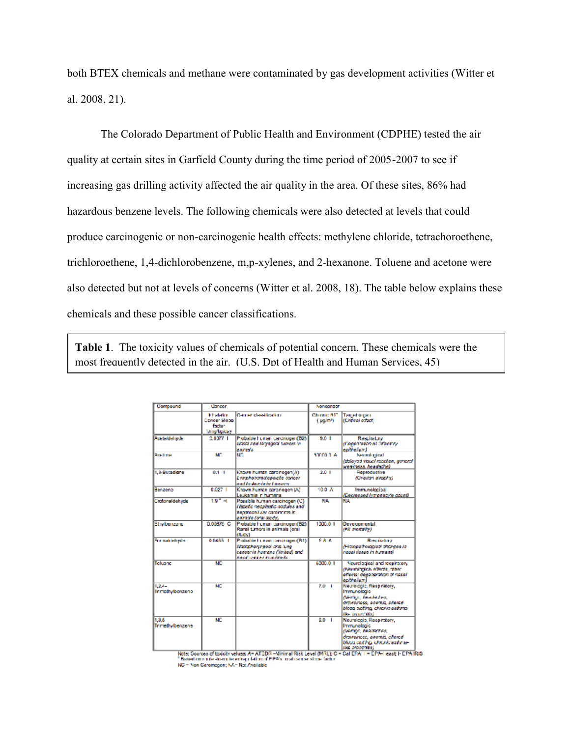both BTEX chemicals and methane were contaminated by gas development activities (Witter et al. 2008, 21).

The Colorado Department of Public Health and Environment (CDPHE) tested the air quality at certain sites in Garfield County during the time period of 2005-2007 to see if increasing gas drilling activity affected the air quality in the area. Of these sites, 86% had hazardous benzene levels. The following chemicals were also detected at levels that could produce carcinogenic or non-carcinogenic health effects: methylene chloride, tetrachoroethene, trichloroethene, 1,4-dichlorobenzene, m,p-xylenes, and 2-hexanone. Toluene and acetone were also detected but not at levels of concerns (Witter et al. 2008, 18). The table below explains these chemicals and these possible cancer classifications.

**Table 1**. The toxicity values of chemicals of potential concern. These chemicals were the most frequently detected in the air. (U.S. Dpt of Health and Human Services, 45)

| Compound | Cancer | | Noncancer | |
|---|---|---|---|---|
| | Inhalation Cancer Slope factor (mg/kg/day) | Cancer classification | Chronic RfC (µg/m³) | Target organ (Critical effect) |
| Acetaldehyde | 0.0077 I | Probable human carcinogen (B2) *Nasal and laryngeal tumors in animals* | 9.0 I | Respiratory *(Degeneration of olfactory epithelium)* |
| Acetone | NC | NC | 30000.0 A | Neurological *(delayed visual reaction, general weakness, headache)* |
| 1,3-Butadiene | 0.1 I | Known human carcinogen (A) *Lymphohematopoietic cancer and leukemia in humans* | 2.0 I | Reproductive *(Ovarian atrophy)* |
| Benzene | 0.027 I | Known human carcinogen (A) *Leukemia in humans* | 10.0 A | Immunological *(Decreased lymphocyte count)* |
| Crotonaldehyde | 1.9 [a] H | Possible human carcinogen (C) *Hepatic neoplastic nodules and hepatocellular carcinoma in animals (oral study)* | NA | NA |
| Ethylbenzene | 0.00875 C | Probable human carcinogen (B2) *Renal tumors in animals (oral study)* | 1000.0 I | Developmental *(Pot mortality)* |
| Formaldehyde | 0.0455 I | Probable human carcinogen (B1) *Nasopharyngeal and lung cancer in humans (limited) and nasal cancer in animals* | 9.8 A | Respiratory *(Histopathological changes in nasal tissue in humans)* |
| Toluene | NC | | 5000.0 I | Neurological and respiratory *(Neurological effects, other effects; degeneration of nasal epithelium)* |
| 1,2,4-Trimethylbenzene | NC | | 7.0 I | Neurologic, Respiratory, Immunologic *(Vertigo, headaches, drowsiness, anemia, altered blood clotting, chronic asthma-like bronchitis)* |
| 1,3,5-Trimethylbenzene | NC | | 6.0 I | Neurologic, Respiratory, Immunologic *(Vertigo, headaches, drowsiness, anemia, altered blood clotting, chronic asthma-like bronchitis)* |

Note: Sources of toxicity values: A= ATSDR –Minimal Risk Level (MRL); C = Cal EPA; H = EPA-Heast; I- EPA IRIS
[a] Based on route-to-route extrapolation of EPA's oral cancer slope factor
NC = Non Carcinogen; NA= Not Available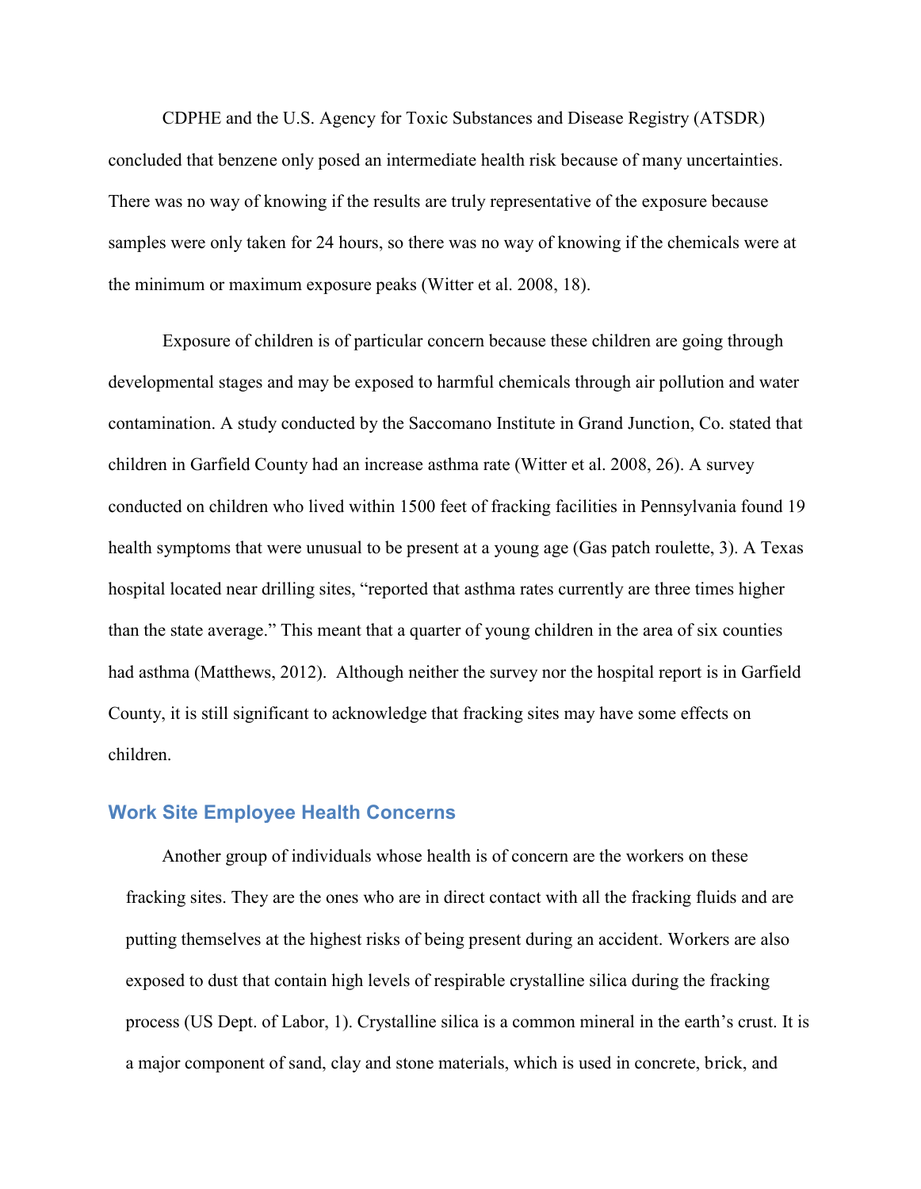CDPHE and the U.S. Agency for Toxic Substances and Disease Registry (ATSDR) concluded that benzene only posed an intermediate health risk because of many uncertainties. There was no way of knowing if the results are truly representative of the exposure because samples were only taken for 24 hours, so there was no way of knowing if the chemicals were at the minimum or maximum exposure peaks (Witter et al. 2008, 18).

Exposure of children is of particular concern because these children are going through developmental stages and may be exposed to harmful chemicals through air pollution and water contamination. A study conducted by the Saccomano Institute in Grand Junction, Co. stated that children in Garfield County had an increase asthma rate (Witter et al. 2008, 26). A survey conducted on children who lived within 1500 feet of fracking facilities in Pennsylvania found 19 health symptoms that were unusual to be present at a young age (Gas patch roulette, 3). A Texas hospital located near drilling sites, "reported that asthma rates currently are three times higher than the state average." This meant that a quarter of young children in the area of six counties had asthma (Matthews, 2012). Although neither the survey nor the hospital report is in Garfield County, it is still significant to acknowledge that fracking sites may have some effects on children.

## Work Site Employee Health Concerns

Another group of individuals whose health is of concern are the workers on these fracking sites. They are the ones who are in direct contact with all the fracking fluids and are putting themselves at the highest risks of being present during an accident. Workers are also exposed to dust that contain high levels of respirable crystalline silica during the fracking process (US Dept. of Labor, 1). Crystalline silica is a common mineral in the earth's crust. It is a major component of sand, clay and stone materials, which is used in concrete, brick, and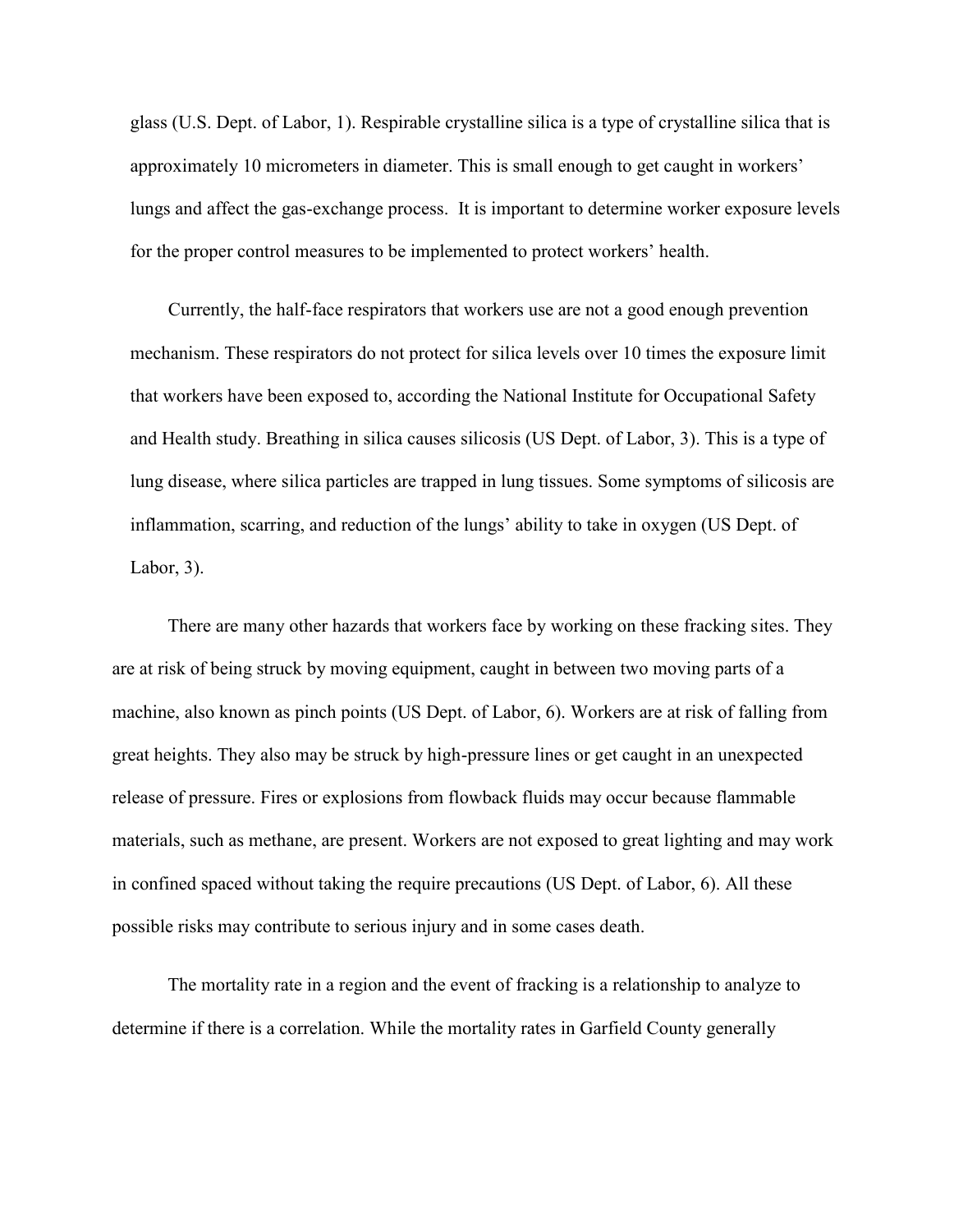glass (U.S. Dept. of Labor, 1). Respirable crystalline silica is a type of crystalline silica that is approximately 10 micrometers in diameter. This is small enough to get caught in workers' lungs and affect the gas-exchange process.  It is important to determine worker exposure levels for the proper control measures to be implemented to protect workers' health.

Currently, the half-face respirators that workers use are not a good enough prevention mechanism. These respirators do not protect for silica levels over 10 times the exposure limit that workers have been exposed to, according the National Institute for Occupational Safety and Health study. Breathing in silica causes silicosis (US Dept. of Labor, 3). This is a type of lung disease, where silica particles are trapped in lung tissues. Some symptoms of silicosis are inflammation, scarring, and reduction of the lungs' ability to take in oxygen (US Dept. of Labor, 3).

There are many other hazards that workers face by working on these fracking sites. They are at risk of being struck by moving equipment, caught in between two moving parts of a machine, also known as pinch points (US Dept. of Labor, 6). Workers are at risk of falling from great heights. They also may be struck by high-pressure lines or get caught in an unexpected release of pressure. Fires or explosions from flowback fluids may occur because flammable materials, such as methane, are present. Workers are not exposed to great lighting and may work in confined spaced without taking the require precautions (US Dept. of Labor, 6). All these possible risks may contribute to serious injury and in some cases death.

The mortality rate in a region and the event of fracking is a relationship to analyze to determine if there is a correlation. While the mortality rates in Garfield County generally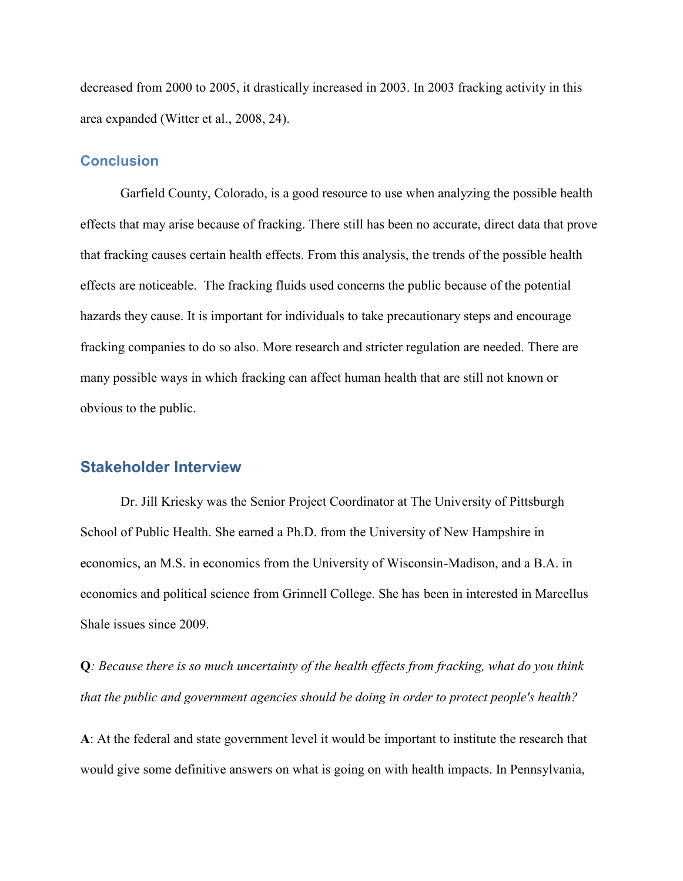decreased from 2000 to 2005, it drastically increased in 2003. In 2003 fracking activity in this area expanded (Witter et al., 2008, 24).

## Conclusion

Garfield County, Colorado, is a good resource to use when analyzing the possible health effects that may arise because of fracking. There still has been no accurate, direct data that prove that fracking causes certain health effects. From this analysis, the trends of the possible health effects are noticeable. The fracking fluids used concerns the public because of the potential hazards they cause. It is important for individuals to take precautionary steps and encourage fracking companies to do so also. More research and stricter regulation are needed. There are many possible ways in which fracking can affect human health that are still not known or obvious to the public.

## Stakeholder Interview

Dr. Jill Kriesky was the Senior Project Coordinator at The University of Pittsburgh School of Public Health. She earned a Ph.D. from the University of New Hampshire in economics, an M.S. in economics from the University of Wisconsin-Madison, and a B.A. in economics and political science from Grinnell College. She has been in interested in Marcellus Shale issues since 2009.

**Q**: *Because there is so much uncertainty of the health effects from fracking, what do you think that the public and government agencies should be doing in order to protect people's health?*

**A**: At the federal and state government level it would be important to institute the research that would give some definitive answers on what is going on with health impacts. In Pennsylvania,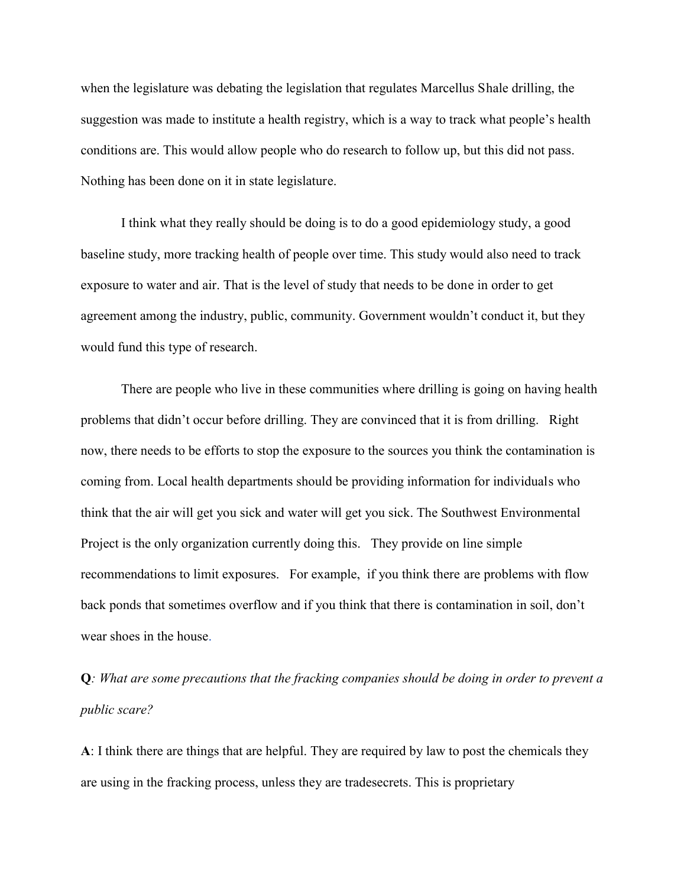when the legislature was debating the legislation that regulates Marcellus Shale drilling, the suggestion was made to institute a health registry, which is a way to track what people's health conditions are. This would allow people who do research to follow up, but this did not pass. Nothing has been done on it in state legislature.

I think what they really should be doing is to do a good epidemiology study, a good baseline study, more tracking health of people over time. This study would also need to track exposure to water and air. That is the level of study that needs to be done in order to get agreement among the industry, public, community. Government wouldn't conduct it, but they would fund this type of research.

There are people who live in these communities where drilling is going on having health problems that didn't occur before drilling. They are convinced that it is from drilling. Right now, there needs to be efforts to stop the exposure to the sources you think the contamination is coming from. Local health departments should be providing information for individuals who think that the air will get you sick and water will get you sick. The Southwest Environmental Project is the only organization currently doing this. They provide on line simple recommendations to limit exposures. For example, if you think there are problems with flow back ponds that sometimes overflow and if you think that there is contamination in soil, don't wear shoes in the house.

**Q**: *What are some precautions that the fracking companies should be doing in order to prevent a public scare?*

**A**: I think there are things that are helpful. They are required by law to post the chemicals they are using in the fracking process, unless they are tradesecrets. This is proprietary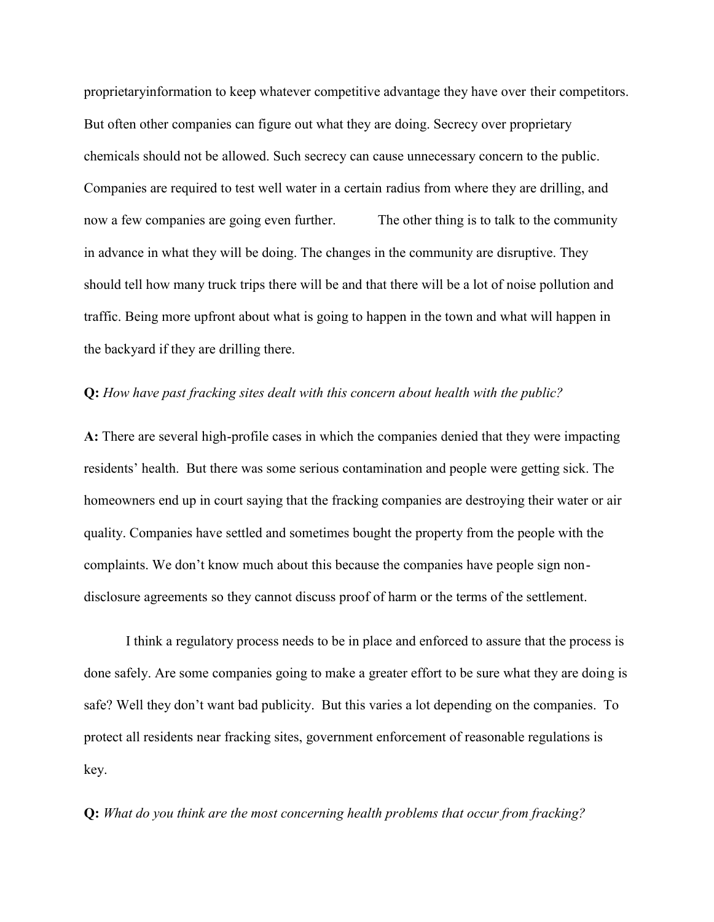proprietaryinformation to keep whatever competitive advantage they have over their competitors. But often other companies can figure out what they are doing. Secrecy over proprietary chemicals should not be allowed. Such secrecy can cause unnecessary concern to the public. Companies are required to test well water in a certain radius from where they are drilling, and now a few companies are going even further. The other thing is to talk to the community in advance in what they will be doing. The changes in the community are disruptive. They should tell how many truck trips there will be and that there will be a lot of noise pollution and traffic. Being more upfront about what is going to happen in the town and what will happen in the backyard if they are drilling there.

**Q:** *How have past fracking sites dealt with this concern about health with the public?*

**A:** There are several high-profile cases in which the companies denied that they were impacting residents' health. But there was some serious contamination and people were getting sick. The homeowners end up in court saying that the fracking companies are destroying their water or air quality. Companies have settled and sometimes bought the property from the people with the complaints. We don't know much about this because the companies have people sign non-disclosure agreements so they cannot discuss proof of harm or the terms of the settlement.

I think a regulatory process needs to be in place and enforced to assure that the process is done safely. Are some companies going to make a greater effort to be sure what they are doing is safe? Well they don't want bad publicity. But this varies a lot depending on the companies. To protect all residents near fracking sites, government enforcement of reasonable regulations is key.

**Q:** *What do you think are the most concerning health problems that occur from fracking?*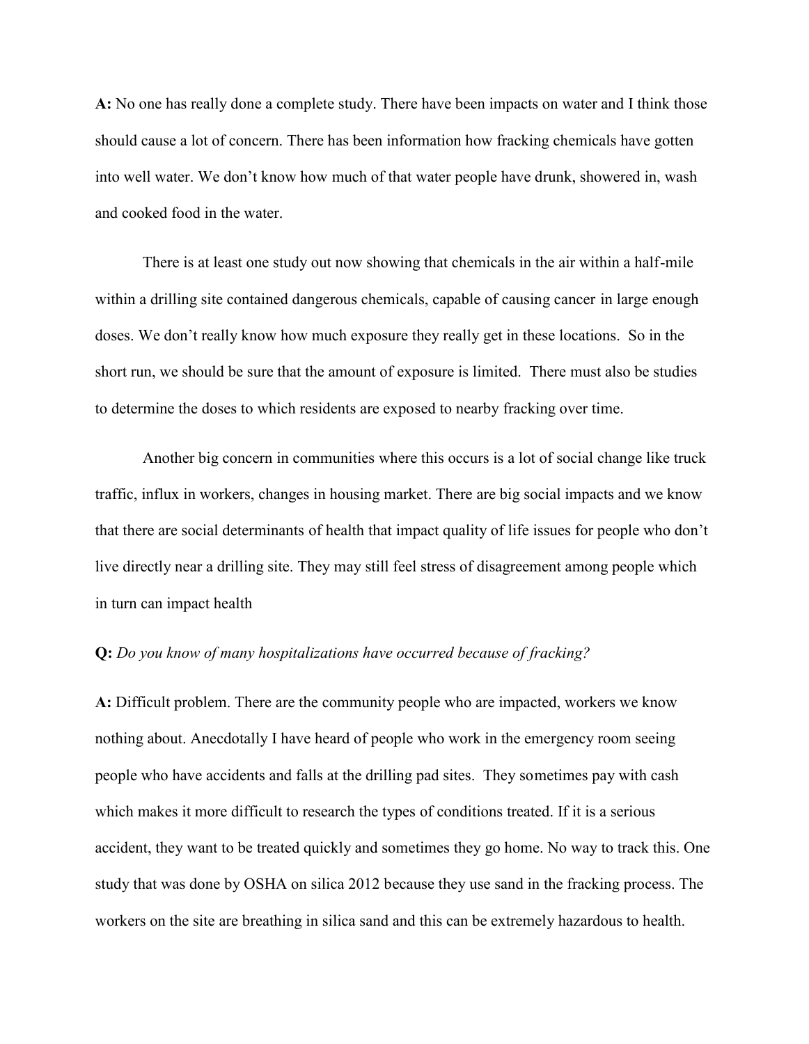**A:** No one has really done a complete study. There have been impacts on water and I think those should cause a lot of concern. There has been information how fracking chemicals have gotten into well water. We don't know how much of that water people have drunk, showered in, wash and cooked food in the water.

There is at least one study out now showing that chemicals in the air within a half-mile within a drilling site contained dangerous chemicals, capable of causing cancer in large enough doses. We don't really know how much exposure they really get in these locations. So in the short run, we should be sure that the amount of exposure is limited. There must also be studies to determine the doses to which residents are exposed to nearby fracking over time.

Another big concern in communities where this occurs is a lot of social change like truck traffic, influx in workers, changes in housing market. There are big social impacts and we know that there are social determinants of health that impact quality of life issues for people who don't live directly near a drilling site. They may still feel stress of disagreement among people which in turn can impact health

**Q:** *Do you know of many hospitalizations have occurred because of fracking?*

**A:** Difficult problem. There are the community people who are impacted, workers we know nothing about. Anecdotally I have heard of people who work in the emergency room seeing people who have accidents and falls at the drilling pad sites. They sometimes pay with cash which makes it more difficult to research the types of conditions treated. If it is a serious accident, they want to be treated quickly and sometimes they go home. No way to track this. One study that was done by OSHA on silica 2012 because they use sand in the fracking process. The workers on the site are breathing in silica sand and this can be extremely hazardous to health.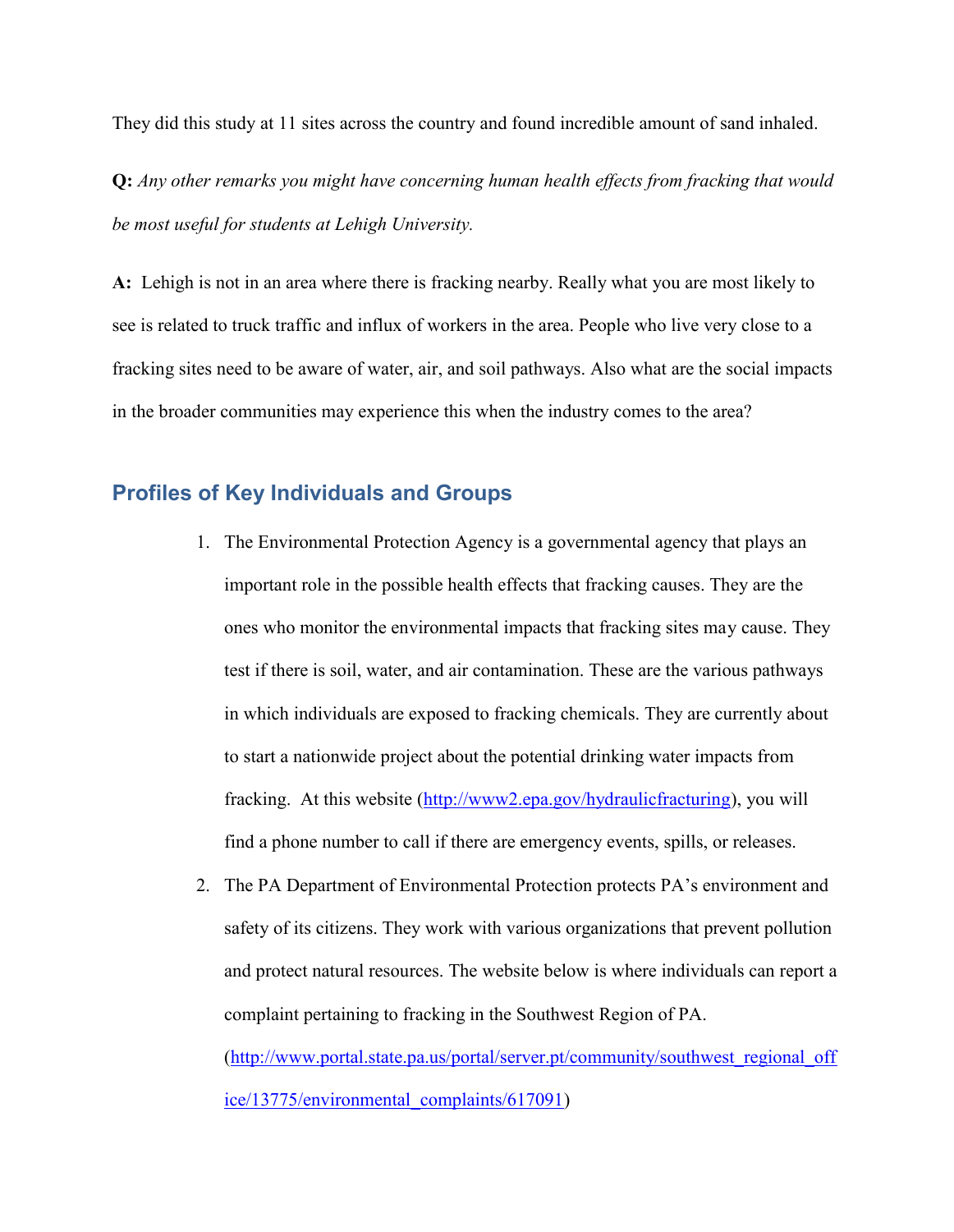They did this study at 11 sites across the country and found incredible amount of sand inhaled.

**Q:** *Any other remarks you might have concerning human health effects from fracking that would be most useful for students at Lehigh University.*

**A:** Lehigh is not in an area where there is fracking nearby. Really what you are most likely to see is related to truck traffic and influx of workers in the area. People who live very close to a fracking sites need to be aware of water, air, and soil pathways. Also what are the social impacts in the broader communities may experience this when the industry comes to the area?

## Profiles of Key Individuals and Groups

1. The Environmental Protection Agency is a governmental agency that plays an important role in the possible health effects that fracking causes. They are the ones who monitor the environmental impacts that fracking sites may cause. They test if there is soil, water, and air contamination. These are the various pathways in which individuals are exposed to fracking chemicals. They are currently about to start a nationwide project about the potential drinking water impacts from fracking. At this website ([http://www2.epa.gov/hydraulicfracturing](http://www2.epa.gov/hydraulicfracturing)), you will find a phone number to call if there are emergency events, spills, or releases.
2. The PA Department of Environmental Protection protects PA's environment and safety of its citizens. They work with various organizations that prevent pollution and protect natural resources. The website below is where individuals can report a complaint pertaining to fracking in the Southwest Region of PA. ([http://www.portal.state.pa.us/portal/server.pt/community/southwest_regional_office/13775/environmental_complaints/617091](http://www.portal.state.pa.us/portal/server.pt/community/southwest_regional_office/13775/environmental_complaints/617091))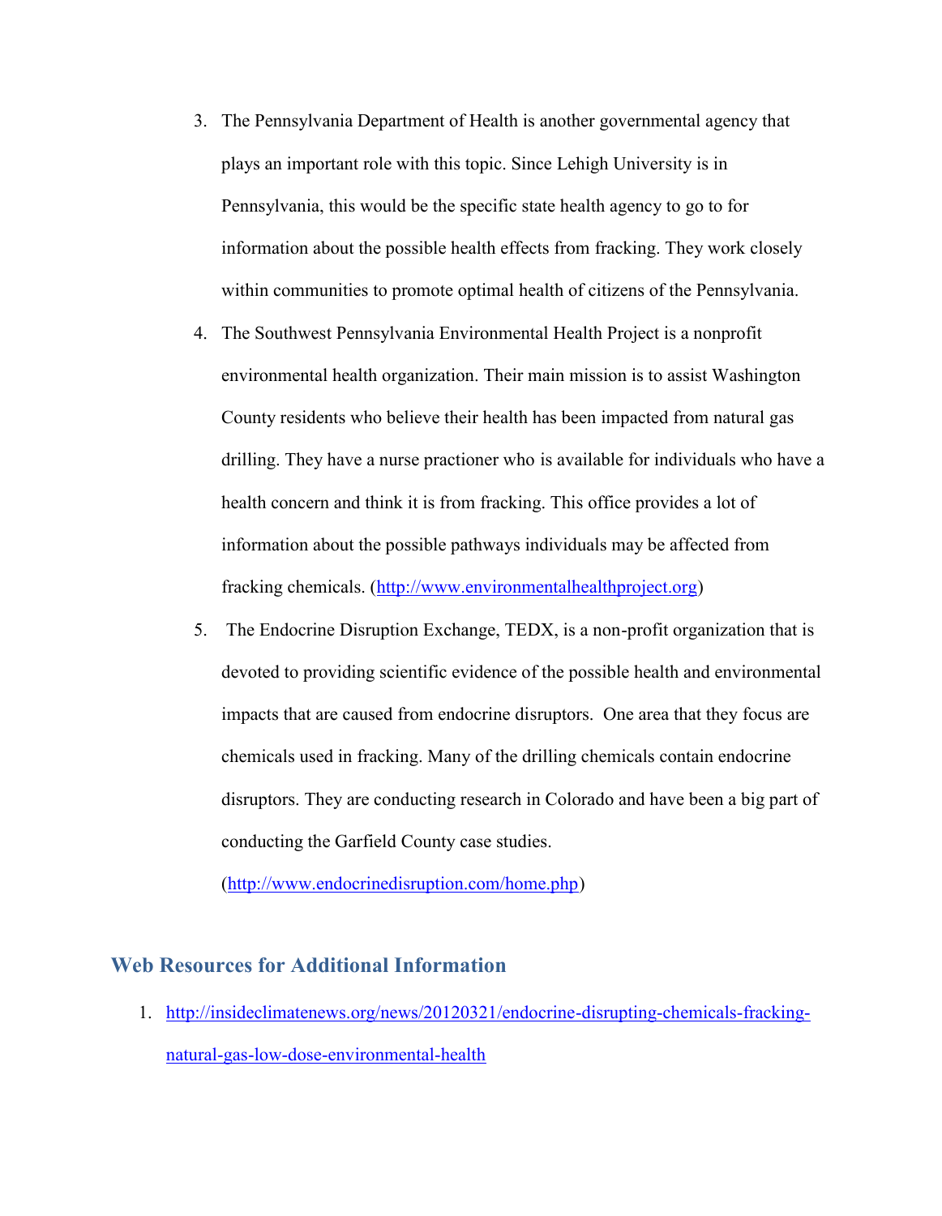3. The Pennsylvania Department of Health is another governmental agency that plays an important role with this topic. Since Lehigh University is in Pennsylvania, this would be the specific state health agency to go to for information about the possible health effects from fracking. They work closely within communities to promote optimal health of citizens of the Pennsylvania.
4. The Southwest Pennsylvania Environmental Health Project is a nonprofit environmental health organization. Their main mission is to assist Washington County residents who believe their health has been impacted from natural gas drilling. They have a nurse practioner who is available for individuals who have a health concern and think it is from fracking. This office provides a lot of information about the possible pathways individuals may be affected from fracking chemicals. (http://www.environmentalhealthproject.org)
5. The Endocrine Disruption Exchange, TEDX, is a non-profit organization that is devoted to providing scientific evidence of the possible health and environmental impacts that are caused from endocrine disruptors. One area that they focus are chemicals used in fracking. Many of the drilling chemicals contain endocrine disruptors. They are conducting research in Colorado and have been a big part of conducting the Garfield County case studies. (http://www.endocrinedisruption.com/home.php)

## Web Resources for Additional Information

1. http://insideclimatenews.org/news/20120321/endocrine-disrupting-chemicals-fracking-natural-gas-low-dose-environmental-health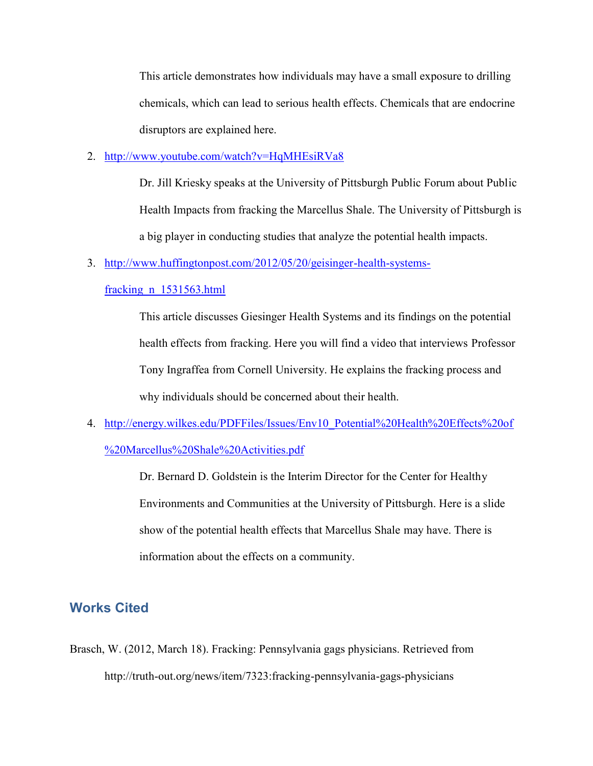This article demonstrates how individuals may have a small exposure to drilling chemicals, which can lead to serious health effects. Chemicals that are endocrine disruptors are explained here.

2. http://www.youtube.com/watch?v=HqMHEsiRVa8

   Dr. Jill Kriesky speaks at the University of Pittsburgh Public Forum about Public Health Impacts from fracking the Marcellus Shale. The University of Pittsburgh is a big player in conducting studies that analyze the potential health impacts.

3. http://www.huffingtonpost.com/2012/05/20/geisinger-health-systems-fracking_n_1531563.html

   This article discusses Giesinger Health Systems and its findings on the potential health effects from fracking. Here you will find a video that interviews Professor Tony Ingraffea from Cornell University. He explains the fracking process and why individuals should be concerned about their health.

4. http://energy.wilkes.edu/PDFFiles/Issues/Env10_Potential%20Health%20Effects%20of%20Marcellus%20Shale%20Activities.pdf

   Dr. Bernard D. Goldstein is the Interim Director for the Center for Healthy Environments and Communities at the University of Pittsburgh. Here is a slide show of the potential health effects that Marcellus Shale may have. There is information about the effects on a community.

## Works Cited

Brasch, W. (2012, March 18). Fracking: Pennsylvania gags physicians. Retrieved from http://truth-out.org/news/item/7323:fracking-pennsylvania-gags-physicians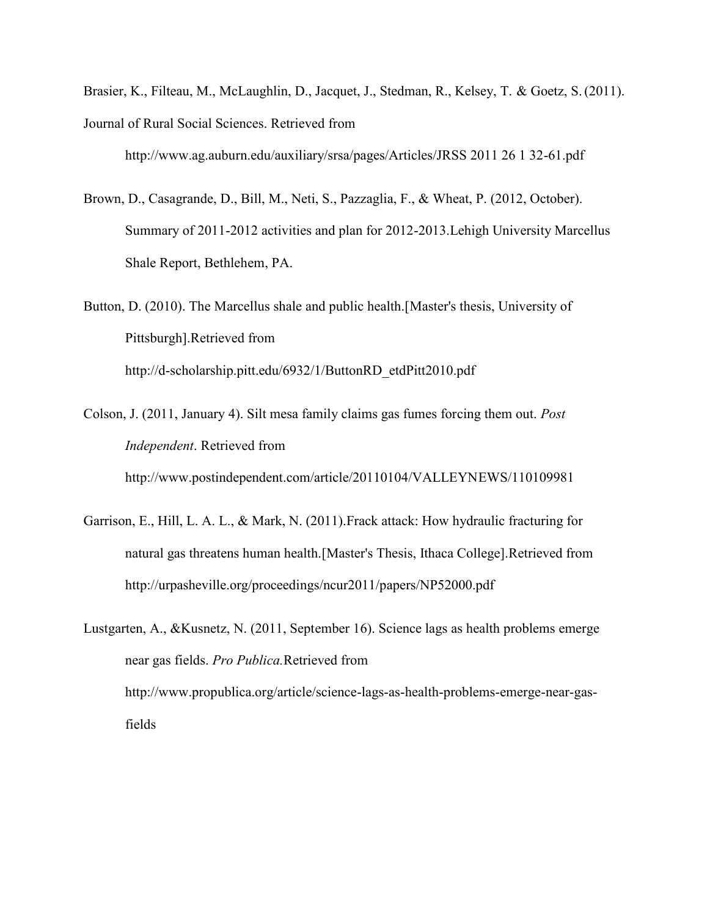Brasier, K., Filteau, M., McLaughlin, D., Jacquet, J., Stedman, R., Kelsey, T. & Goetz, S. (2011). Journal of Rural Social Sciences. Retrieved from http://www.ag.auburn.edu/auxiliary/srsa/pages/Articles/JRSS 2011 26 1 32-61.pdf

Brown, D., Casagrande, D., Bill, M., Neti, S., Pazzaglia, F., & Wheat, P. (2012, October). Summary of 2011-2012 activities and plan for 2012-2013.Lehigh University Marcellus Shale Report, Bethlehem, PA.

Button, D. (2010). The Marcellus shale and public health.[Master's thesis, University of Pittsburgh].Retrieved from http://d-scholarship.pitt.edu/6932/1/ButtonRD_etdPitt2010.pdf

Colson, J. (2011, January 4). Silt mesa family claims gas fumes forcing them out. *Post Independent*. Retrieved from http://www.postindependent.com/article/20110104/VALLEYNEWS/110109981

Garrison, E., Hill, L. A. L., & Mark, N. (2011).Frack attack: How hydraulic fracturing for natural gas threatens human health.[Master's Thesis, Ithaca College].Retrieved from http://urpasheville.org/proceedings/ncur2011/papers/NP52000.pdf

Lustgarten, A., &Kusnetz, N. (2011, September 16). Science lags as health problems emerge near gas fields. *Pro Publica.*Retrieved from http://www.propublica.org/article/science-lags-as-health-problems-emerge-near-gas-fields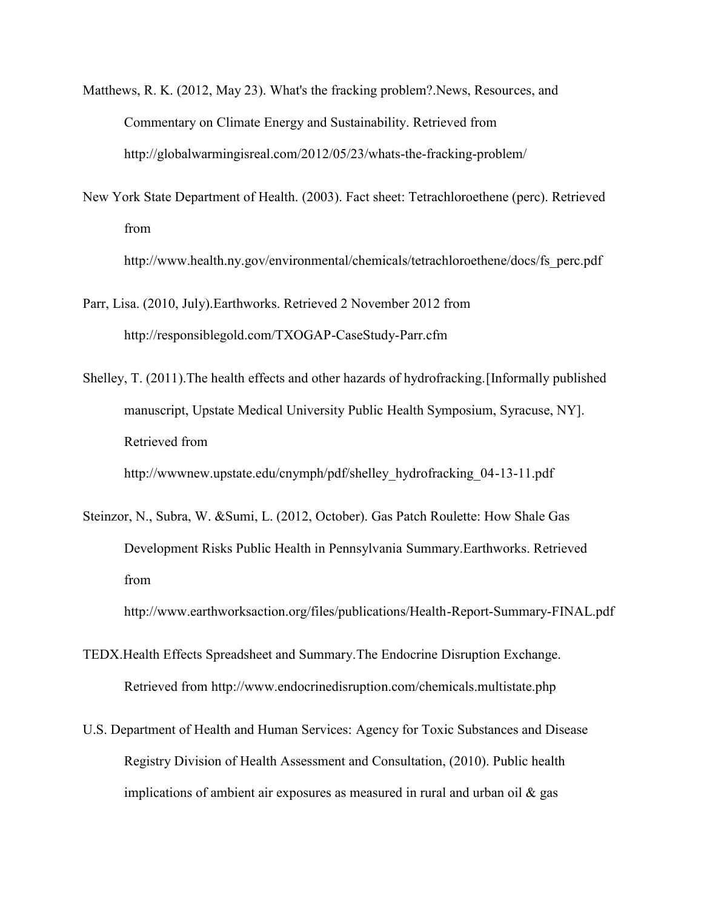Matthews, R. K. (2012, May 23). What's the fracking problem?.News, Resources, and Commentary on Climate Energy and Sustainability. Retrieved from http://globalwarmingisreal.com/2012/05/23/whats-the-fracking-problem/

New York State Department of Health. (2003). Fact sheet: Tetrachloroethene (perc). Retrieved from http://www.health.ny.gov/environmental/chemicals/tetrachloroethene/docs/fs_perc.pdf

Parr, Lisa. (2010, July).Earthworks. Retrieved 2 November 2012 from http://responsiblegold.com/TXOGAP-CaseStudy-Parr.cfm

Shelley, T. (2011).The health effects and other hazards of hydrofracking.[Informally published manuscript, Upstate Medical University Public Health Symposium, Syracuse, NY]. Retrieved from http://wwwnew.upstate.edu/cnymph/pdf/shelley_hydrofracking_04-13-11.pdf

Steinzor, N., Subra, W. &Sumi, L. (2012, October). Gas Patch Roulette: How Shale Gas Development Risks Public Health in Pennsylvania Summary.Earthworks. Retrieved from http://www.earthworksaction.org/files/publications/Health-Report-Summary-FINAL.pdf

TEDX.Health Effects Spreadsheet and Summary.The Endocrine Disruption Exchange. Retrieved from http://www.endocrinedisruption.com/chemicals.multistate.php

U.S. Department of Health and Human Services: Agency for Toxic Substances and Disease Registry Division of Health Assessment and Consultation, (2010). Public health implications of ambient air exposures as measured in rural and urban oil & gas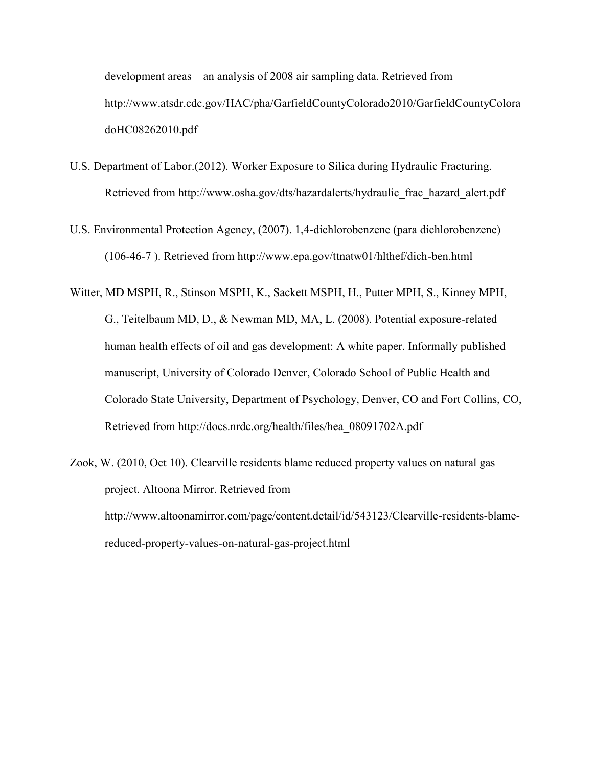development areas – an analysis of 2008 air sampling data. Retrieved from http://www.atsdr.cdc.gov/HAC/pha/GarfieldCountyColorado2010/GarfieldCountyColoradoHC08262010.pdf

U.S. Department of Labor.(2012). Worker Exposure to Silica during Hydraulic Fracturing. Retrieved from http://www.osha.gov/dts/hazardalerts/hydraulic_frac_hazard_alert.pdf

U.S. Environmental Protection Agency, (2007). 1,4-dichlorobenzene (para dichlorobenzene) (106-46-7 ). Retrieved from http://www.epa.gov/ttnatw01/hlthef/dich-ben.html

Witter, MD MSPH, R., Stinson MSPH, K., Sackett MSPH, H., Putter MPH, S., Kinney MPH, G., Teitelbaum MD, D., & Newman MD, MA, L. (2008). Potential exposure-related human health effects of oil and gas development: A white paper. Informally published manuscript, University of Colorado Denver, Colorado School of Public Health and Colorado State University, Department of Psychology, Denver, CO and Fort Collins, CO, Retrieved from http://docs.nrdc.org/health/files/hea_08091702A.pdf

Zook, W. (2010, Oct 10). Clearville residents blame reduced property values on natural gas project. Altoona Mirror. Retrieved from http://www.altoonamirror.com/page/content.detail/id/543123/Clearville-residents-blame-reduced-property-values-on-natural-gas-project.html